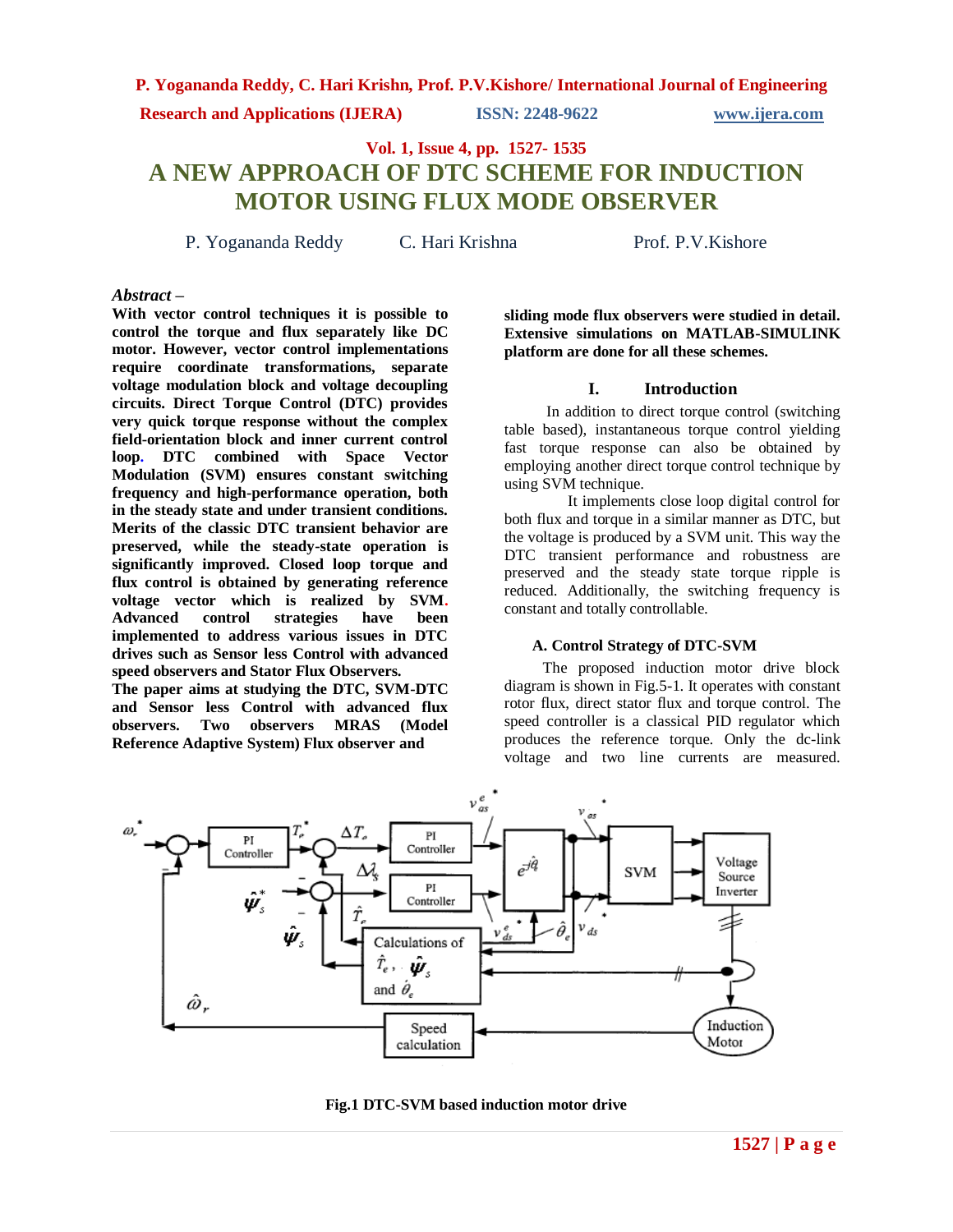# A NEW APPROACH OF DTC SCHEME FOR INDUCTION MOTOR USING FLUX MODE OBSERVER

P. Yogananda Reddy    C. Hari Krishna    Prof. P.V.Kishore

***Abstract –***

**With vector control techniques it is possible to control the torque and flux separately like DC motor. However, vector control implementations require coordinate transformations, separate voltage modulation block and voltage decoupling circuits. Direct Torque Control (DTC) provides very quick torque response without the complex field-orientation block and inner current control loop. DTC combined with Space Vector Modulation (SVM) ensures constant switching frequency and high-performance operation, both in the steady state and under transient conditions. Merits of the classic DTC transient behavior are preserved, while the steady-state operation is significantly improved. Closed loop torque and flux control is obtained by generating reference voltage vector which is realized by SVM. Advanced control strategies have been implemented to address various issues in DTC drives such as Sensor less Control with advanced speed observers and Stator Flux Observers.**

**The paper aims at studying the DTC, SVM-DTC and Sensor less Control with advanced flux observers. Two observers MRAS (Model Reference Adaptive System) Flux observer and sliding mode flux observers were studied in detail. Extensive simulations on MATLAB-SIMULINK platform are done for all these schemes.**

## I. Introduction

In addition to direct torque control (switching table based), instantaneous torque control yielding fast torque response can also be obtained by employing another direct torque control technique by using SVM technique.

It implements close loop digital control for both flux and torque in a similar manner as DTC, but the voltage is produced by a SVM unit. This way the DTC transient performance and robustness are preserved and the steady state torque ripple is reduced. Additionally, the switching frequency is constant and totally controllable.

### A. Control Strategy of DTC-SVM

The proposed induction motor drive block diagram is shown in Fig.5-1. It operates with constant rotor flux, direct stator flux and torque control. The speed controller is a classical PID regulator which produces the reference torque. Only the dc-link voltage and two line currents are measured.

**Fig.1 DTC-SVM based induction motor drive**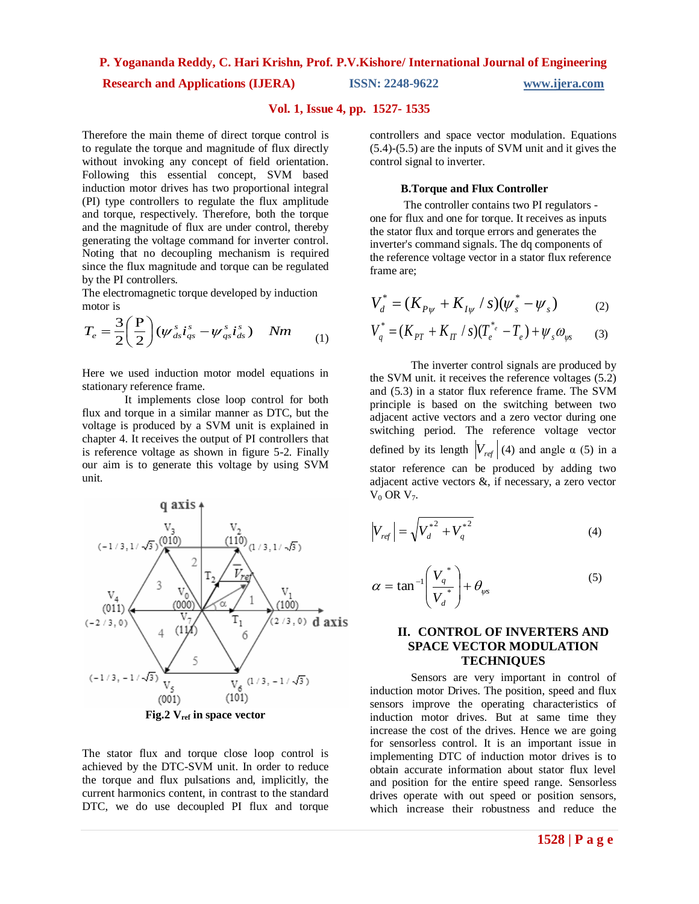Therefore the main theme of direct torque control is to regulate the torque and magnitude of flux directly without invoking any concept of field orientation. Following this essential concept, SVM based induction motor drives has two proportional integral (PI) type controllers to regulate the flux amplitude and torque, respectively. Therefore, both the torque and the magnitude of flux are under control, thereby generating the voltage command for inverter control. Noting that no decoupling mechanism is required since the flux magnitude and torque can be regulated by the PI controllers.

The electromagnetic torque developed by induction motor is

$$T_e = \frac{3}{2}\left(\frac{P}{2}\right)(\psi_{ds}^s i_{qs}^s - \psi_{qs}^s i_{ds}^s) \quad Nm \tag{1}$$

Here we used induction motor model equations in stationary reference frame.

It implements close loop control for both flux and torque in a similar manner as DTC, but the voltage is produced by a SVM unit is explained in chapter 4. It receives the output of PI controllers that is reference voltage as shown in figure 5-2. Finally our aim is to generate this voltage by using SVM unit.

**Fig.2 $V_{ref}$ in space vector**

The stator flux and torque close loop control is achieved by the DTC-SVM unit. In order to reduce the torque and flux pulsations and, implicitly, the current harmonics content, in contrast to the standard DTC, we do use decoupled PI flux and torque controllers and space vector modulation. Equations (5.4)-(5.5) are the inputs of SVM unit and it gives the control signal to inverter.

### B.Torque and Flux Controller

The controller contains two PI regulators - one for flux and one for torque. It receives as inputs the stator flux and torque errors and generates the inverter's command signals. The dq components of the reference voltage vector in a stator flux reference frame are;

$$V_d^* = (K_{P\psi} + K_{I\psi}/s)(\psi_s^* - \psi_s) \tag{2}$$

$$V_q^* = (K_{PT} + K_{IT}/s)(T_e^* - T_e) + \psi_s \omega_{\psi s} \tag{3}$$

The inverter control signals are produced by the SVM unit. it receives the reference voltages (5.2) and (5.3) in a stator flux reference frame. The SVM principle is based on the switching between two adjacent active vectors and a zero vector during one switching period. The reference voltage vector defined by its length $|V_{ref}|$ (4) and angle α (5) in a stator reference can be produced by adding two adjacent active vectors &, if necessary, a zero vector $V_0$ OR $V_7$.

$$|V_{ref}| = \sqrt{V_d^{*2} + V_q^{*2}} \tag{4}$$

$$\alpha = \tan^{-1}\left(\frac{V_q^*}{V_d^*}\right) + \theta_{\psi s} \tag{5}$$

## II. CONTROL OF INVERTERS AND SPACE VECTOR MODULATION TECHNIQUES

Sensors are very important in control of induction motor Drives. The position, speed and flux sensors improve the operating characteristics of induction motor drives. But at same time they increase the cost of the drives. Hence we are going for sensorless control. It is an important issue in implementing DTC of induction motor drives is to obtain accurate information about stator flux level and position for the entire speed range. Sensorless drives operate with out speed or position sensors, which increase their robustness and reduce the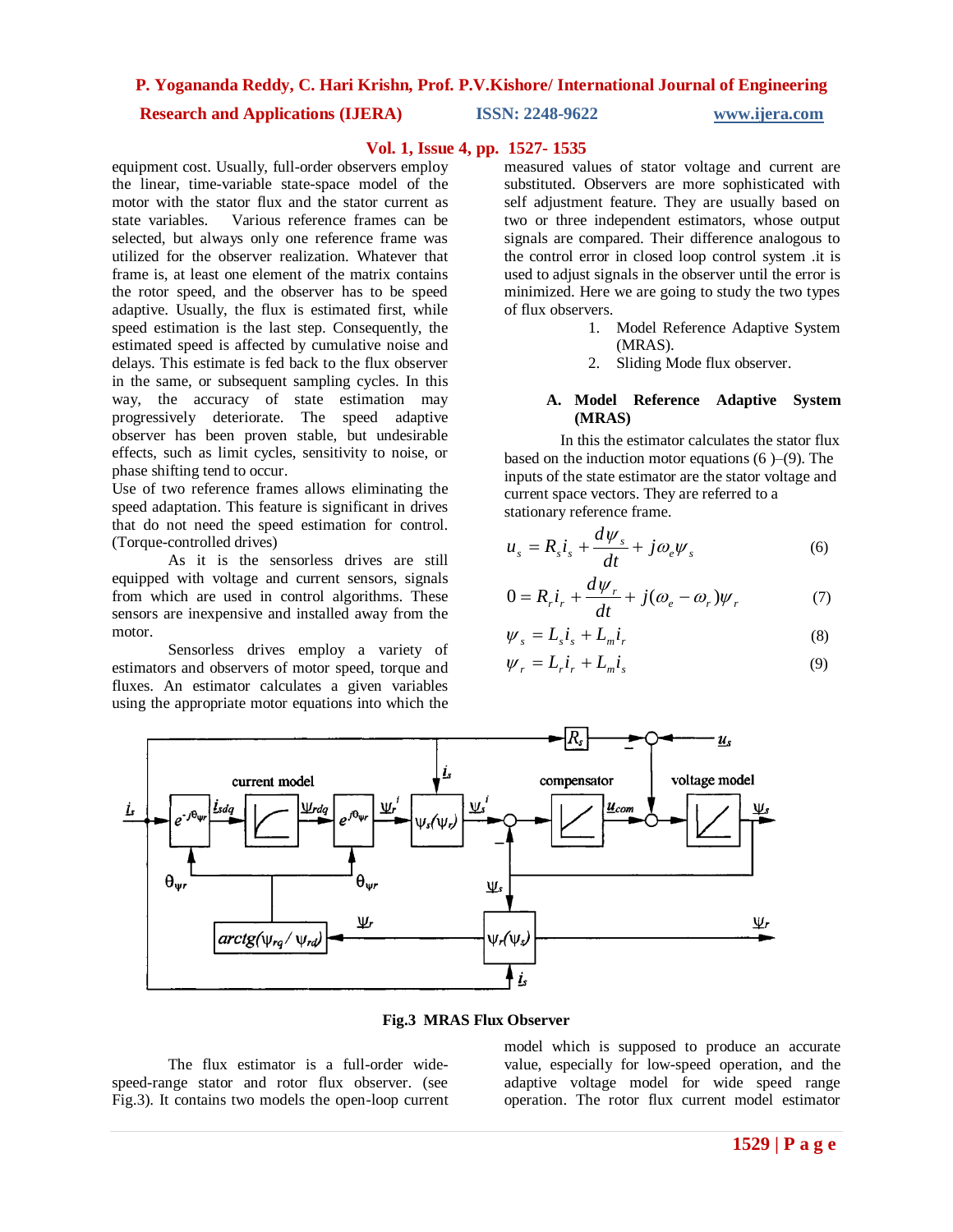equipment cost. Usually, full-order observers employ the linear, time-variable state-space model of the motor with the stator flux and the stator current as state variables. Various reference frames can be selected, but always only one reference frame was utilized for the observer realization. Whatever that frame is, at least one element of the matrix contains the rotor speed, and the observer has to be speed adaptive. Usually, the flux is estimated first, while speed estimation is the last step. Consequently, the estimated speed is affected by cumulative noise and delays. This estimate is fed back to the flux observer in the same, or subsequent sampling cycles. In this way, the accuracy of state estimation may progressively deteriorate. The speed adaptive observer has been proven stable, but undesirable effects, such as limit cycles, sensitivity to noise, or phase shifting tend to occur.

Use of two reference frames allows eliminating the speed adaptation. This feature is significant in drives that do not need the speed estimation for control. (Torque-controlled drives)

As it is the sensorless drives are still equipped with voltage and current sensors, signals from which are used in control algorithms. These sensors are inexpensive and installed away from the motor.

Sensorless drives employ a variety of estimators and observers of motor speed, torque and fluxes. An estimator calculates a given variables using the appropriate motor equations into which the measured values of stator voltage and current are substituted. Observers are more sophisticated with self adjustment feature. They are usually based on two or three independent estimators, whose output signals are compared. Their difference analogous to the control error in closed loop control system .it is used to adjust signals in the observer until the error is minimized. Here we are going to study the two types of flux observers.

1. Model Reference Adaptive System (MRAS).
2. Sliding Mode flux observer.

### A. Model Reference Adaptive System (MRAS)

In this the estimator calculates the stator flux based on the induction motor equations (6 )–(9). The inputs of the state estimator are the stator voltage and current space vectors. They are referred to a stationary reference frame.

$$u_s = R_s i_s + \frac{d\psi_s}{dt} + j\omega_e \psi_s \tag{6}$$

$$0 = R_r i_r + \frac{d\psi_r}{dt} + j(\omega_e - \omega_r)\psi_r \tag{7}$$

$$\psi_s = L_s i_s + L_m i_r \tag{8}$$

$$\psi_r = L_r i_r + L_m i_s \tag{9}$$

**Fig.3 MRAS Flux Observer**

The flux estimator is a full-order wide-speed-range stator and rotor flux observer. (see Fig.3). It contains two models the open-loop current model which is supposed to produce an accurate value, especially for low-speed operation, and the adaptive voltage model for wide speed range operation. The rotor flux current model estimator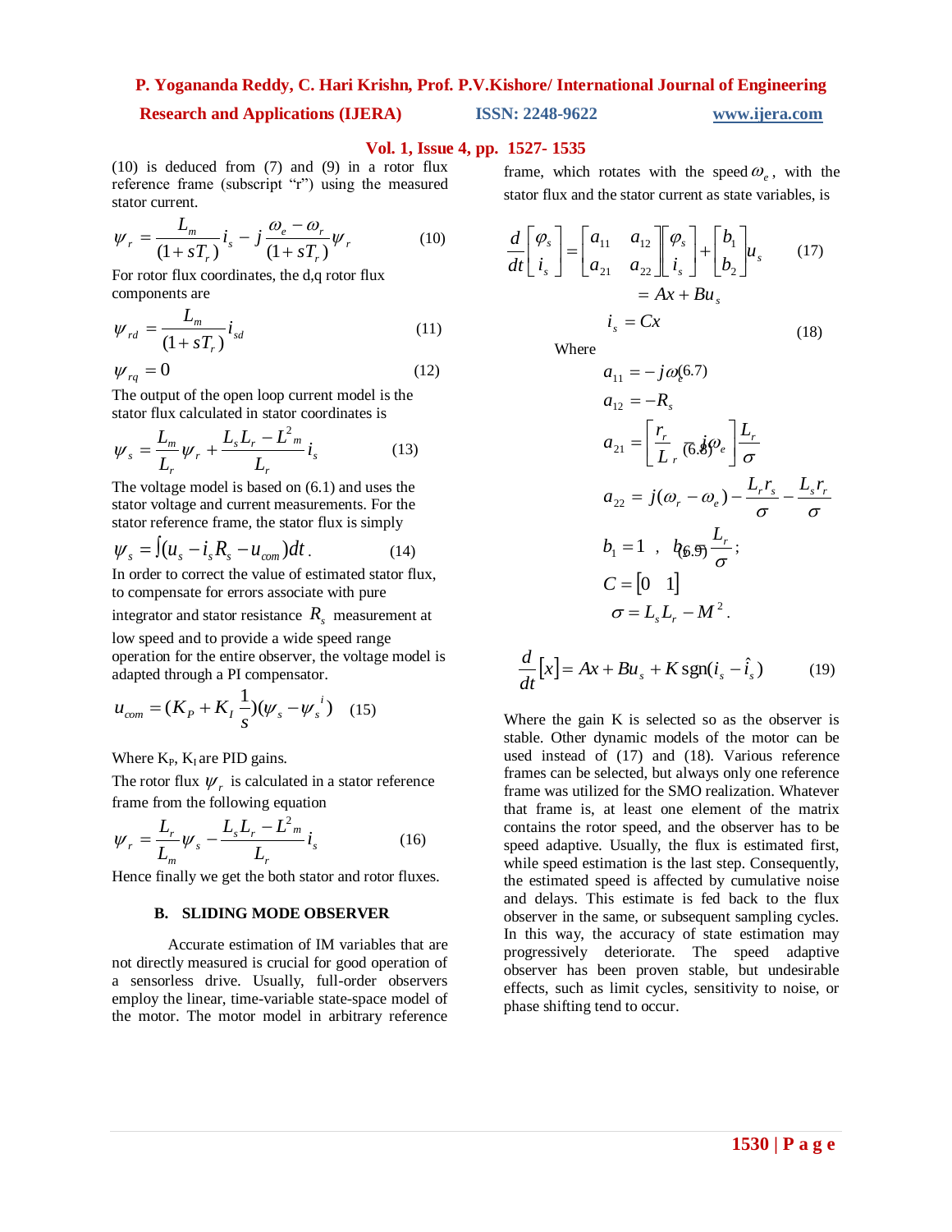(10) is deduced from (7) and (9) in a rotor flux reference frame (subscript "r") using the measured stator current.

$$\psi_r = \frac{L_m}{(1+sT_r)} i_s - j\frac{\omega_e - \omega_r}{(1+sT_r)}\psi_r \qquad (10)$$

For rotor flux coordinates, the d,q rotor flux components are

$$\psi_{rd} = \frac{L_m}{(1+sT_r)} i_{sd} \qquad (11)$$

$$\psi_{rq} = 0 \qquad (12)$$

The output of the open loop current model is the stator flux calculated in stator coordinates is

$$\psi_s = \frac{L_m}{L_r}\psi_r + \frac{L_s L_r - L^2{}_m}{L_r} i_s \qquad (13)$$

The voltage model is based on (6.1) and uses the stator voltage and current measurements. For the stator reference frame, the stator flux is simply

$$\psi_s = \int (u_s - i_s R_s - u_{com})dt\,. \qquad (14)$$

In order to correct the value of estimated stator flux, to compensate for errors associate with pure integrator and stator resistance $R_s$ measurement at low speed and to provide a wide speed range operation for the entire observer, the voltage model is adapted through a PI compensator.

$$u_{com} = (K_P + K_I \frac{1}{s})(\psi_s - \psi_s{}^i) \qquad (15)$$

Where $K_P$, $K_I$ are PID gains.

The rotor flux $\psi_r$ is calculated in a stator reference frame from the following equation

$$\psi_r = \frac{L_r}{L_m}\psi_s - \frac{L_s L_r - L^2{}_m}{L_r} i_s \qquad (16)$$

Hence finally we get the both stator and rotor fluxes.

### B. SLIDING MODE OBSERVER

Accurate estimation of IM variables that are not directly measured is crucial for good operation of a sensorless drive. Usually, full-order observers employ the linear, time-variable state-space model of the motor. The motor model in arbitrary reference frame, which rotates with the speed $\omega_e$, with the stator flux and the stator current as state variables, is

$$\frac{d}{dt}\begin{bmatrix}\varphi_s \\ i_s\end{bmatrix} = \begin{bmatrix} a_{11} & a_{12} \\ a_{21} & a_{22}\end{bmatrix}\begin{bmatrix}\varphi_s \\ i_s\end{bmatrix} + \begin{bmatrix} b_1 \\ b_2 \end{bmatrix} u_s \qquad (17)$$

$$= Ax + Bu_s$$

$$i_s = Cx \qquad (18)$$

Where

$$a_{11} = -j\omega_e \quad (6.7)$$

$$a_{12} = -R_s$$

$$a_{21} = \left[\frac{r_r}{L_r} - j\omega_e\right]\frac{L_r}{\sigma} \quad (6.8)$$

$$a_{22} = j(\omega_r - \omega_e) - \frac{L_r r_s}{\sigma} - \frac{L_s r_r}{\sigma}$$

$$b_1 = 1\ ,\ b_2 = \frac{L_r}{\sigma}; \quad (6.9)$$

$$C = [0 \quad 1]$$

$$\sigma = L_s L_r - M^2.$$

$$\frac{d}{dt}[x] = Ax + Bu_s + K\,\mathrm{sgn}(i_s - \hat{i}_s) \qquad (19)$$

Where the gain K is selected so as the observer is stable. Other dynamic models of the motor can be used instead of (17) and (18). Various reference frames can be selected, but always only one reference frame was utilized for the SMO realization. Whatever that frame is, at least one element of the matrix contains the rotor speed, and the observer has to be speed adaptive. Usually, the flux is estimated first, while speed estimation is the last step. Consequently, the estimated speed is affected by cumulative noise and delays. This estimate is fed back to the flux observer in the same, or subsequent sampling cycles. In this way, the accuracy of state estimation may progressively deteriorate. The speed adaptive observer has been proven stable, but undesirable effects, such as limit cycles, sensitivity to noise, or phase shifting tend to occur.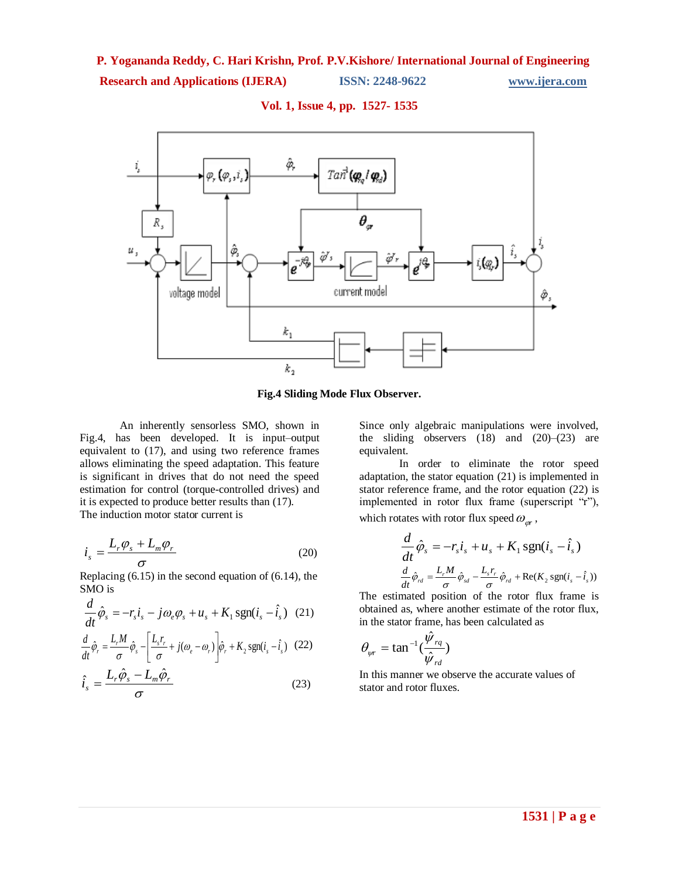Fig.4 Sliding Mode Flux Observer.

An inherently sensorless SMO, shown in Fig.4, has been developed. It is input–output equivalent to (17), and using two reference frames allows eliminating the speed adaptation. This feature is significant in drives that do not need the speed estimation for control (torque-controlled drives) and it is expected to produce better results than (17).
The induction motor stator current is

$$i_s = \frac{L_r \varphi_s + L_m \varphi_r}{\sigma} \qquad (20)$$

Replacing (6.15) in the second equation of (6.14), the SMO is

$$\frac{d}{dt}\hat{\varphi}_s = -r_s i_s - j\omega_e \varphi_s + u_s + K_1 \operatorname{sgn}(i_s - \hat{i}_s) \qquad (21)$$

$$\frac{d}{dt}\hat{\varphi}_r = \frac{L_r M}{\sigma}\hat{\varphi}_s - \left[\frac{L_s r_r}{\sigma} + j(\omega_e - \omega_r)\right]\hat{\varphi}_r + K_2 \operatorname{sgn}(i_s - \hat{i}_s) \qquad (22)$$

$$\hat{i}_s = \frac{L_r \hat{\varphi}_s - L_m \hat{\varphi}_r}{\sigma} \qquad (23)$$

Since only algebraic manipulations were involved, the sliding observers (18) and (20)–(23) are equivalent.

In order to eliminate the rotor speed adaptation, the stator equation (21) is implemented in stator reference frame, and the rotor equation (22) is implemented in rotor flux frame (superscript "r"), which rotates with rotor flux speed $\omega_{\varphi r}$,

$$\frac{d}{dt}\hat{\varphi}_s = -r_s i_s + u_s + K_1 \operatorname{sgn}(i_s - \hat{i}_s)$$

$$\frac{d}{dt}\hat{\varphi}_{rd} = \frac{L_r M}{\sigma}\hat{\varphi}_{sd} - \frac{L_s r_r}{\sigma}\hat{\varphi}_{rd} + \operatorname{Re}(K_2 \operatorname{sgn}(i_s - \hat{i}_s))$$

The estimated position of the rotor flux frame is obtained as, where another estimate of the rotor flux, in the stator frame, has been calculated as

$$\theta_{\psi r} = \tan^{-1}\left(\frac{\hat{\psi}_{rq}}{\hat{\psi}_{rd}}\right)$$

In this manner we observe the accurate values of stator and rotor fluxes.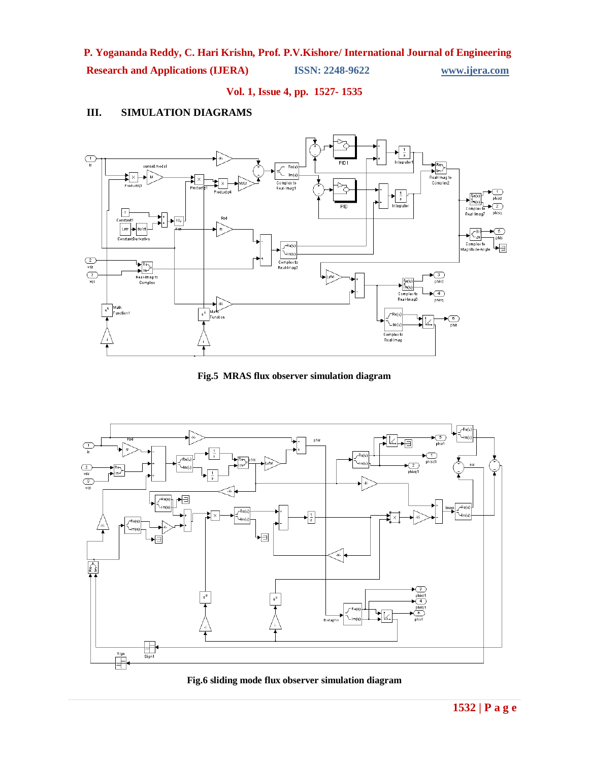## III. SIMULATION DIAGRAMS

Fig.5 MRAS flux observer simulation diagram

Fig.6 sliding mode flux observer simulation diagram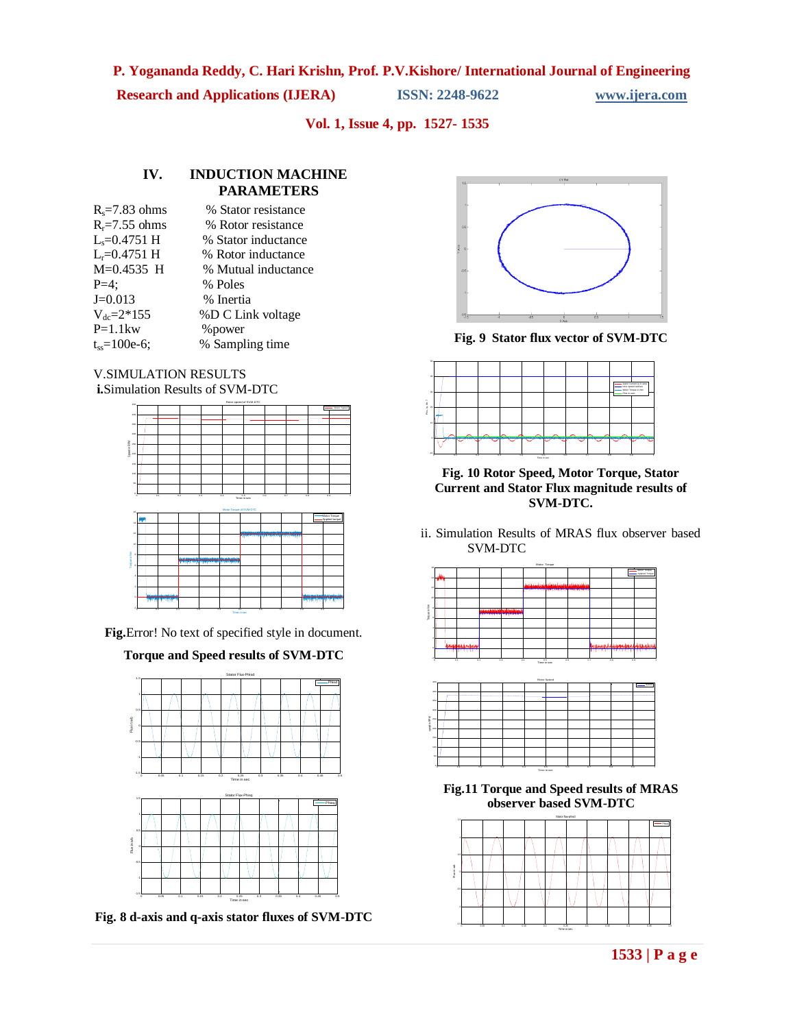## IV. INDUCTION MACHINE PARAMETERS

$R_s$=7.83 ohms % Stator resistance
$R_r$=7.55 ohms % Rotor resistance
$L_s$=0.4751 H % Stator inductance
$L_r$=0.4751 H % Rotor inductance
M=0.4535 H % Mutual inductance
P=4; % Poles
J=0.013 % Inertia
$V_{dc}$=2*155 %D C Link voltage
P=1.1kw %power
$t_{ss}$=100e-6; % Sampling time

## V.SIMULATION RESULTS

**i.**Simulation Results of SVM-DTC

**Fig.**Error! No text of specified style in document.

**Torque and Speed results of SVM-DTC**

**Fig. 8 d-axis and q-axis stator fluxes of SVM-DTC**

**Fig. 9 Stator flux vector of SVM-DTC**

**Fig. 10 Rotor Speed, Motor Torque, Stator Current and Stator Flux magnitude results of SVM-DTC.**

ii. Simulation Results of MRAS flux observer based SVM-DTC

**Fig.11 Torque and Speed results of MRAS observer based SVM-DTC**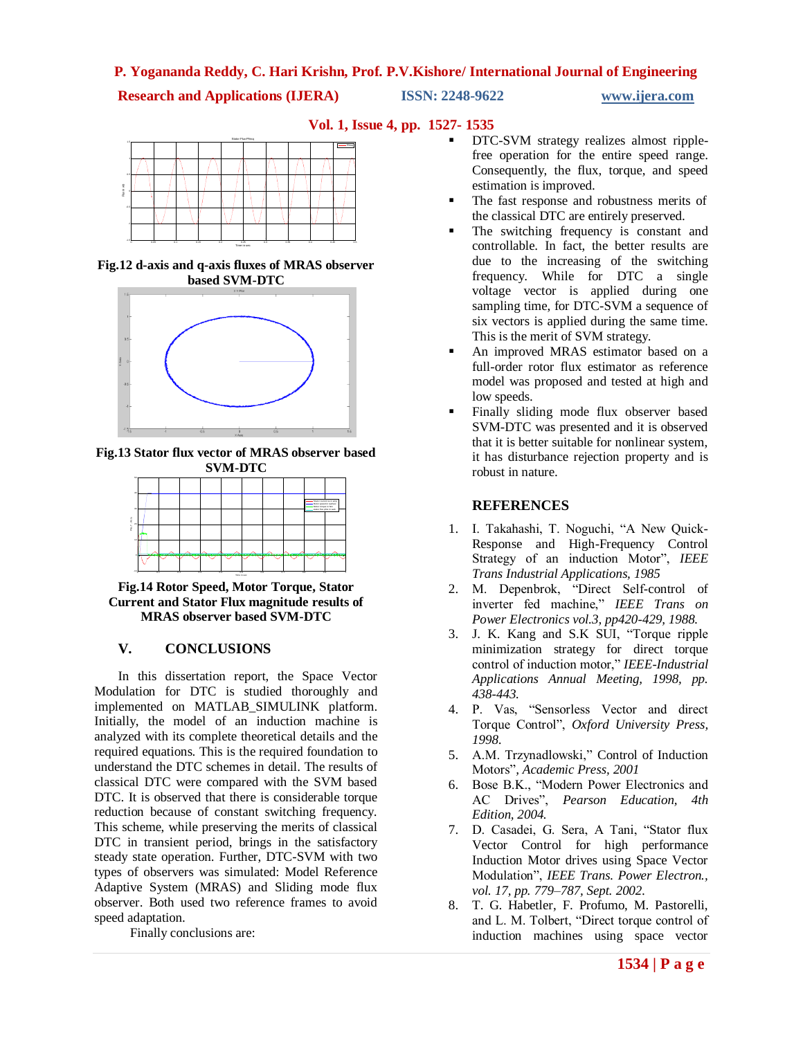Fig.12 d-axis and q-axis fluxes of MRAS observer based SVM-DTC

Fig.13 Stator flux vector of MRAS observer based SVM-DTC

Fig.14 Rotor Speed, Motor Torque, Stator Current and Stator Flux magnitude results of MRAS observer based SVM-DTC

## V. CONCLUSIONS

In this dissertation report, the Space Vector Modulation for DTC is studied thoroughly and implemented on MATLAB_SIMULINK platform. Initially, the model of an induction machine is analyzed with its complete theoretical details and the required equations. This is the required foundation to understand the DTC schemes in detail. The results of classical DTC were compared with the SVM based DTC. It is observed that there is considerable torque reduction because of constant switching frequency. This scheme, while preserving the merits of classical DTC in transient period, brings in the satisfactory steady state operation. Further, DTC-SVM with two types of observers was simulated: Model Reference Adaptive System (MRAS) and Sliding mode flux observer. Both used two reference frames to avoid speed adaptation.

Finally conclusions are:

- DTC-SVM strategy realizes almost ripple-free operation for the entire speed range. Consequently, the flux, torque, and speed estimation is improved.
- The fast response and robustness merits of the classical DTC are entirely preserved.
- The switching frequency is constant and controllable. In fact, the better results are due to the increasing of the switching frequency. While for DTC a single voltage vector is applied during one sampling time, for DTC-SVM a sequence of six vectors is applied during the same time. This is the merit of SVM strategy.
- An improved MRAS estimator based on a full-order rotor flux estimator as reference model was proposed and tested at high and low speeds.
- Finally sliding mode flux observer based SVM-DTC was presented and it is observed that it is better suitable for nonlinear system, it has disturbance rejection property and is robust in nature.

## REFERENCES

1. I. Takahashi, T. Noguchi, “A New Quick-Response and High-Frequency Control Strategy of an induction Motor”, *IEEE Trans Industrial Applications, 1985*
2. M. Depenbrok, “Direct Self-control of inverter fed machine,” *IEEE Trans on Power Electronics vol.3, pp420-429, 1988.*
3. J. K. Kang and S.K SUI, “Torque ripple minimization strategy for direct torque control of induction motor,” *IEEE-Industrial Applications Annual Meeting, 1998, pp. 438-443.*
4. P. Vas, “Sensorless Vector and direct Torque Control”, *Oxford University Press, 1998.*
5. A.M. Trzynadlowski,” Control of Induction Motors”, *Academic Press, 2001*
6. Bose B.K., “Modern Power Electronics and AC Drives”, *Pearson Education, 4th Edition, 2004.*
7. D. Casadei, G. Sera, A Tani, “Stator flux Vector Control for high performance Induction Motor drives using Space Vector Modulation”, *IEEE Trans. Power Electron., vol. 17, pp. 779–787, Sept. 2002.*
8. T. G. Habetler, F. Profumo, M. Pastorelli, and L. M. Tolbert, “Direct torque control of induction machines using space vector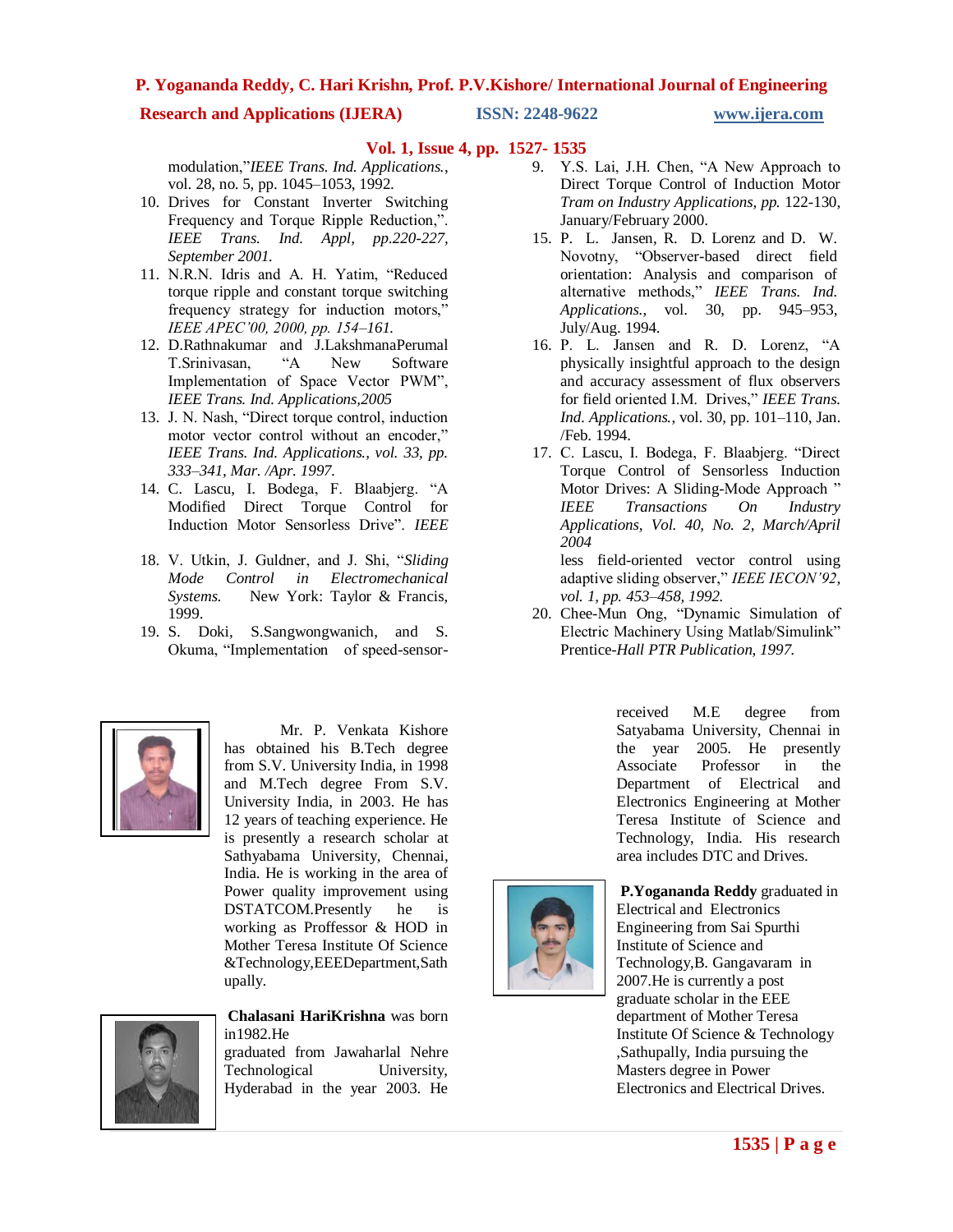modulation,"*IEEE Trans. Ind. Applications.*, vol. 28, no. 5, pp. 1045–1053, 1992.

10. Drives for Constant Inverter Switching Frequency and Torque Ripple Reduction,". *IEEE Trans. Ind. Appl, pp.220-227, September 2001.*
11. N.R.N. Idris and A. H. Yatim, "Reduced torque ripple and constant torque switching frequency strategy for induction motors," *IEEE APEC'00, 2000, pp. 154–161.*
12. D.Rathnakumar and J.LakshmanaPerumal T.Srinivasan, "A New Software Implementation of Space Vector PWM", *IEEE Trans. Ind. Applications,2005*
13. J. N. Nash, "Direct torque control, induction motor vector control without an encoder," *IEEE Trans. Ind. Applications., vol. 33, pp. 333–341, Mar. /Apr. 1997.*
14. C. Lascu, I. Bodega, F. Blaabjerg. "A Modified Direct Torque Control for Induction Motor Sensorless Drive". *IEEE*

18. V. Utkin, J. Guldner, and J. Shi, "*Sliding Mode Control in Electromechanical Systems.* New York: Taylor & Francis, 1999.
19. S. Doki, S.Sangwongwanich, and S. Okuma, "Implementation of speed-sensor-

9. Y.S. Lai, J.H. Chen, "A New Approach to Direct Torque Control of Induction Motor *Tram on Industry Applications, pp.* 122-130, January/February 2000.

15. P. L. Jansen, R. D. Lorenz and D. W. Novotny, "Observer-based direct field orientation: Analysis and comparison of alternative methods," *IEEE Trans. Ind. Applications.*, vol. 30, pp. 945–953, July/Aug. 1994.
16. P. L. Jansen and R. D. Lorenz, "A physically insightful approach to the design and accuracy assessment of flux observers for field oriented I.M. Drives," *IEEE Trans. Ind. Applications.*, vol. 30, pp. 101–110, Jan. /Feb. 1994.
17. C. Lascu, I. Bodega, F. Blaabjerg. "Direct Torque Control of Sensorless Induction Motor Drives: A Sliding-Mode Approach " *IEEE Transactions On Industry Applications, Vol. 40, No. 2, March/April 2004*

less field-oriented vector control using adaptive sliding observer," *IEEE IECON'92, vol. 1, pp. 453–458, 1992.*

20. Chee-Mun Ong, "Dynamic Simulation of Electric Machinery Using Matlab/Simulink" Prentice-*Hall PTR Publication, 1997.*

Mr. P. Venkata Kishore has obtained his B.Tech degree from S.V. University India, in 1998 and M.Tech degree From S.V. University India, in 2003. He has 12 years of teaching experience. He is presently a research scholar at Sathyabama University, Chennai, India. He is working in the area of Power quality improvement using DSTATCOM.Presently he is working as Proffessor & HOD in Mother Teresa Institute Of Science &Technology,EEEDepartment,Sathupally.

**Chalasani HariKrishna** was born in1982.He graduated from Jawaharlal Nehre Technological University, Hyderabad in the year 2003. He received M.E degree from Satyabama University, Chennai in the year 2005. He presently Associate Professor in the Department of Electrical and Electronics Engineering at Mother Teresa Institute of Science and Technology, India. His research area includes DTC and Drives.

**P.Yogananda Reddy** graduated in Electrical and Electronics Engineering from Sai Spurthi Institute of Science and Technology,B. Gangavaram in 2007.He is currently a post graduate scholar in the EEE department of Mother Teresa Institute Of Science & Technology ,Sathupally, India pursuing the Masters degree in Power Electronics and Electrical Drives.